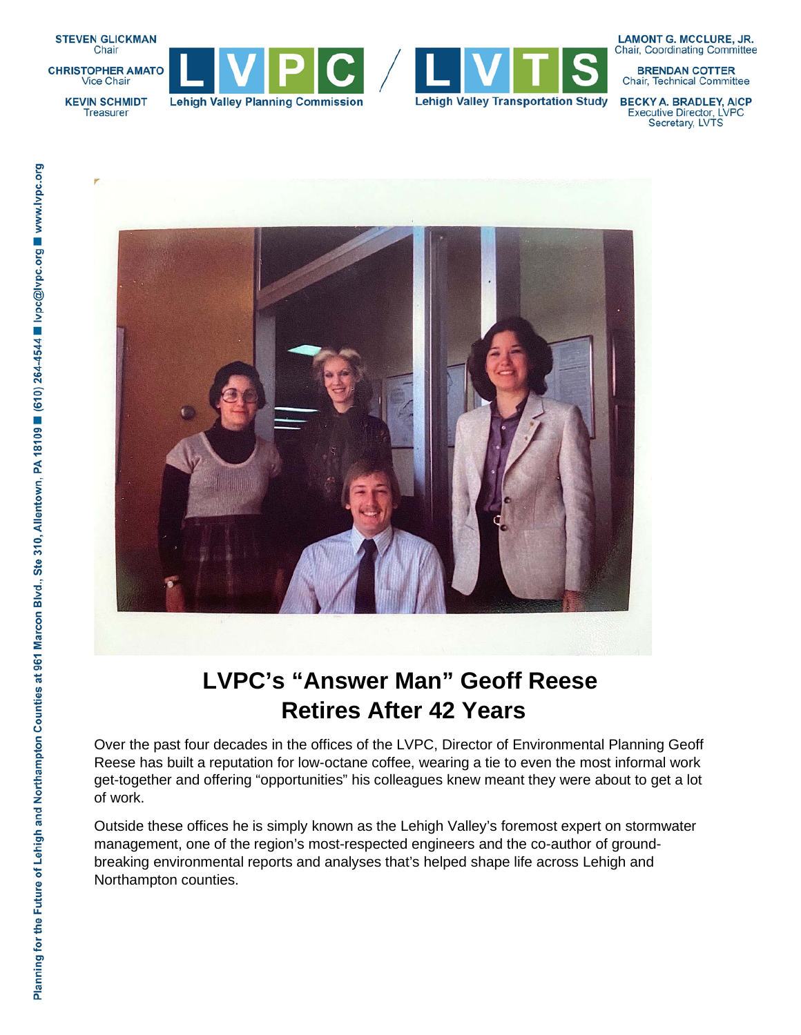STEVEN GLICKMAN
Chair

CHRISTOPHER AMATO
Vice Chair

KEVIN SCHMIDT
Treasurer

LVPC — Lehigh Valley Planning Commission / LVTS — Lehigh Valley Transportation Study

LAMONT G. MCCLURE, JR.
Chair, Coordinating Committee

BRENDAN COTTER
Chair, Technical Committee

BECKY A. BRADLEY, AICP
Executive Director, LVPC
Secretary, LVTS

Planning for the Future of Lehigh and Northampton Counties at 961 Marcon Blvd., Ste 310, Allentown, PA 18109 ■ (610) 264-4544 ■ lvpc@lvpc.org ■ www.lvpc.org

# LVPC's "Answer Man" Geoff Reese Retires After 42 Years

Over the past four decades in the offices of the LVPC, Director of Environmental Planning Geoff Reese has built a reputation for low-octane coffee, wearing a tie to even the most informal work get-together and offering "opportunities" his colleagues knew meant they were about to get a lot of work.

Outside these offices he is simply known as the Lehigh Valley's foremost expert on stormwater management, one of the region's most-respected engineers and the co-author of ground-breaking environmental reports and analyses that's helped shape life across Lehigh and Northampton counties.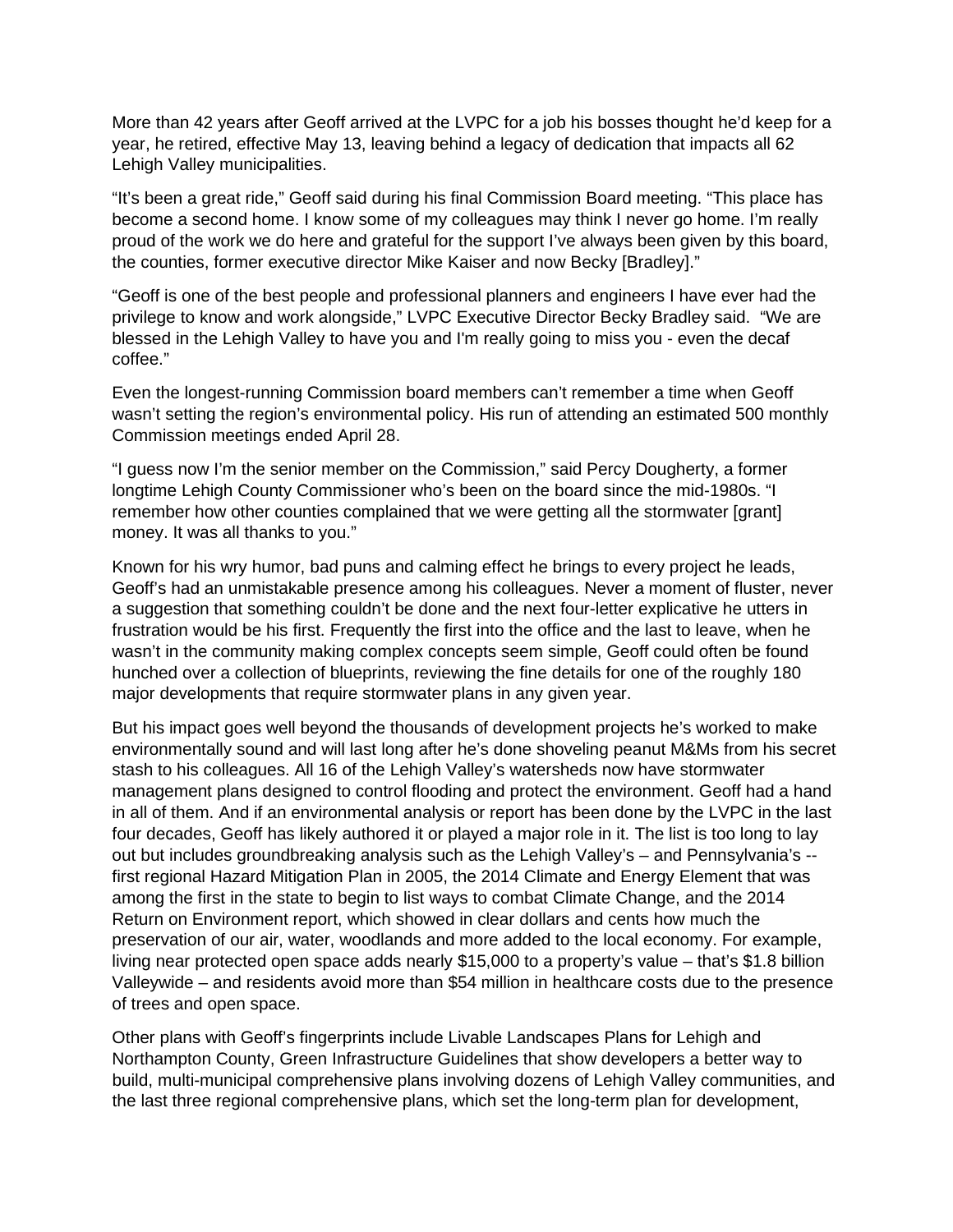More than 42 years after Geoff arrived at the LVPC for a job his bosses thought he'd keep for a year, he retired, effective May 13, leaving behind a legacy of dedication that impacts all 62 Lehigh Valley municipalities.

"It's been a great ride," Geoff said during his final Commission Board meeting. "This place has become a second home. I know some of my colleagues may think I never go home. I'm really proud of the work we do here and grateful for the support I've always been given by this board, the counties, former executive director Mike Kaiser and now Becky [Bradley]."

"Geoff is one of the best people and professional planners and engineers I have ever had the privilege to know and work alongside," LVPC Executive Director Becky Bradley said. "We are blessed in the Lehigh Valley to have you and I'm really going to miss you - even the decaf coffee."

Even the longest-running Commission board members can't remember a time when Geoff wasn't setting the region's environmental policy. His run of attending an estimated 500 monthly Commission meetings ended April 28.

"I guess now I'm the senior member on the Commission," said Percy Dougherty, a former longtime Lehigh County Commissioner who's been on the board since the mid-1980s. "I remember how other counties complained that we were getting all the stormwater [grant] money. It was all thanks to you."

Known for his wry humor, bad puns and calming effect he brings to every project he leads, Geoff's had an unmistakable presence among his colleagues. Never a moment of fluster, never a suggestion that something couldn't be done and the next four-letter explicative he utters in frustration would be his first. Frequently the first into the office and the last to leave, when he wasn't in the community making complex concepts seem simple, Geoff could often be found hunched over a collection of blueprints, reviewing the fine details for one of the roughly 180 major developments that require stormwater plans in any given year.

But his impact goes well beyond the thousands of development projects he's worked to make environmentally sound and will last long after he's done shoveling peanut M&Ms from his secret stash to his colleagues. All 16 of the Lehigh Valley's watersheds now have stormwater management plans designed to control flooding and protect the environment. Geoff had a hand in all of them. And if an environmental analysis or report has been done by the LVPC in the last four decades, Geoff has likely authored it or played a major role in it. The list is too long to lay out but includes groundbreaking analysis such as the Lehigh Valley's – and Pennsylvania's -- first regional Hazard Mitigation Plan in 2005, the 2014 Climate and Energy Element that was among the first in the state to begin to list ways to combat Climate Change, and the 2014 Return on Environment report, which showed in clear dollars and cents how much the preservation of our air, water, woodlands and more added to the local economy. For example, living near protected open space adds nearly $15,000 to a property's value – that's $1.8 billion Valleywide – and residents avoid more than $54 million in healthcare costs due to the presence of trees and open space.

Other plans with Geoff's fingerprints include Livable Landscapes Plans for Lehigh and Northampton County, Green Infrastructure Guidelines that show developers a better way to build, multi-municipal comprehensive plans involving dozens of Lehigh Valley communities, and the last three regional comprehensive plans, which set the long-term plan for development,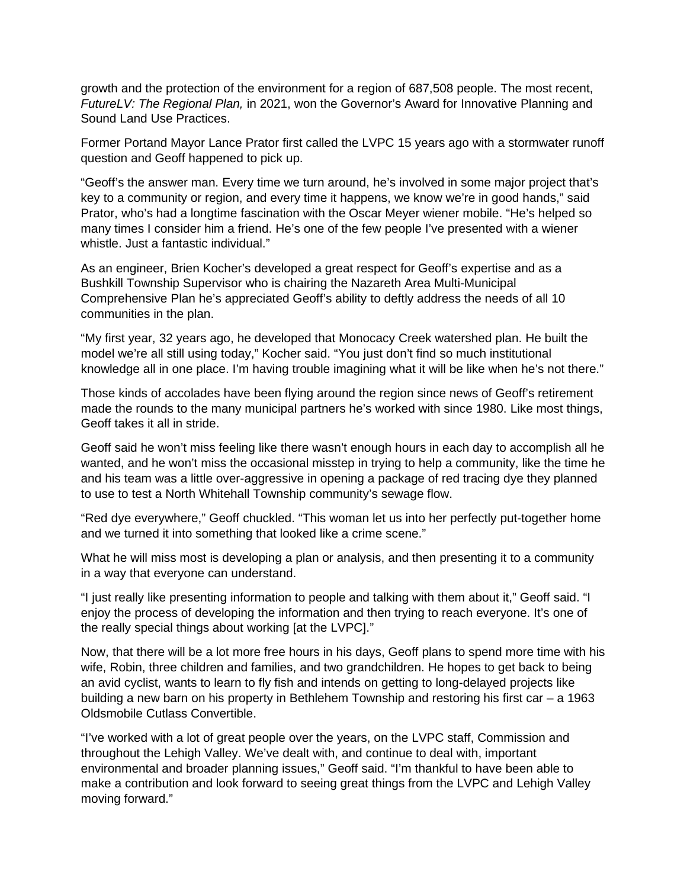growth and the protection of the environment for a region of 687,508 people. The most recent, *FutureLV: The Regional Plan,* in 2021, won the Governor's Award for Innovative Planning and Sound Land Use Practices.

Former Portand Mayor Lance Prator first called the LVPC 15 years ago with a stormwater runoff question and Geoff happened to pick up.

"Geoff's the answer man. Every time we turn around, he's involved in some major project that's key to a community or region, and every time it happens, we know we're in good hands," said Prator, who's had a longtime fascination with the Oscar Meyer wiener mobile. "He's helped so many times I consider him a friend. He's one of the few people I've presented with a wiener whistle. Just a fantastic individual."

As an engineer, Brien Kocher's developed a great respect for Geoff's expertise and as a Bushkill Township Supervisor who is chairing the Nazareth Area Multi-Municipal Comprehensive Plan he's appreciated Geoff's ability to deftly address the needs of all 10 communities in the plan.

"My first year, 32 years ago, he developed that Monocacy Creek watershed plan. He built the model we're all still using today," Kocher said. "You just don't find so much institutional knowledge all in one place. I'm having trouble imagining what it will be like when he's not there."

Those kinds of accolades have been flying around the region since news of Geoff's retirement made the rounds to the many municipal partners he's worked with since 1980. Like most things, Geoff takes it all in stride.

Geoff said he won't miss feeling like there wasn't enough hours in each day to accomplish all he wanted, and he won't miss the occasional misstep in trying to help a community, like the time he and his team was a little over-aggressive in opening a package of red tracing dye they planned to use to test a North Whitehall Township community's sewage flow.

"Red dye everywhere," Geoff chuckled. "This woman let us into her perfectly put-together home and we turned it into something that looked like a crime scene."

What he will miss most is developing a plan or analysis, and then presenting it to a community in a way that everyone can understand.

"I just really like presenting information to people and talking with them about it," Geoff said. "I enjoy the process of developing the information and then trying to reach everyone. It's one of the really special things about working [at the LVPC]."

Now, that there will be a lot more free hours in his days, Geoff plans to spend more time with his wife, Robin, three children and families, and two grandchildren. He hopes to get back to being an avid cyclist, wants to learn to fly fish and intends on getting to long-delayed projects like building a new barn on his property in Bethlehem Township and restoring his first car – a 1963 Oldsmobile Cutlass Convertible.

"I've worked with a lot of great people over the years, on the LVPC staff, Commission and throughout the Lehigh Valley. We've dealt with, and continue to deal with, important environmental and broader planning issues," Geoff said. "I'm thankful to have been able to make a contribution and look forward to seeing great things from the LVPC and Lehigh Valley moving forward."